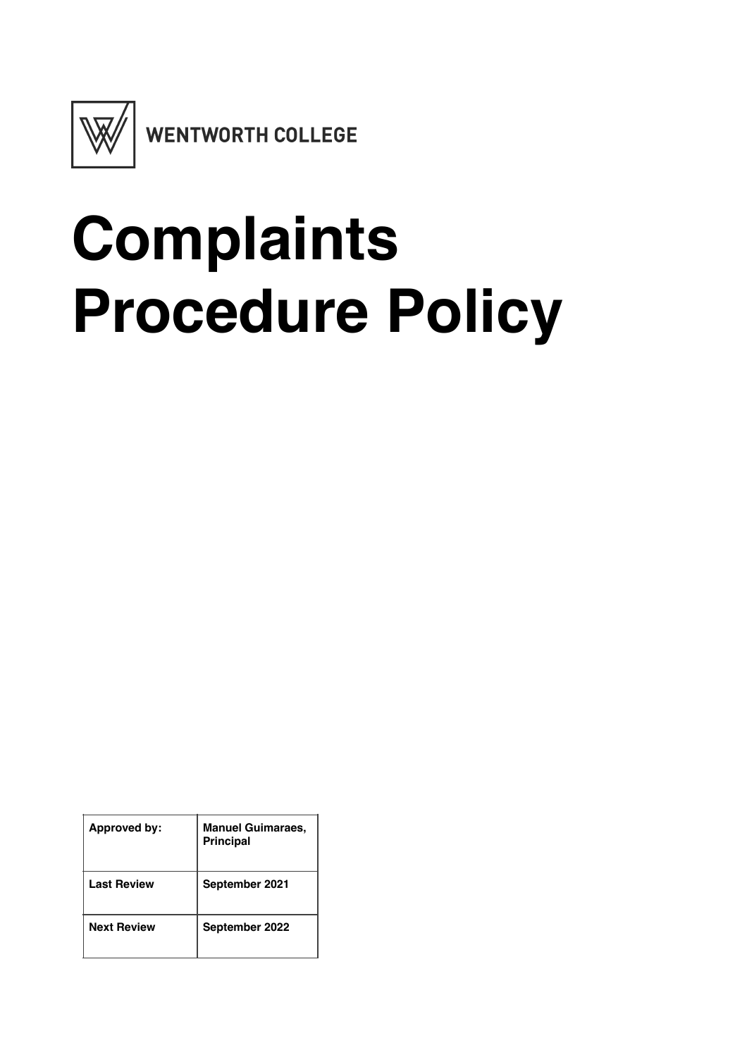WENTWORTH COLLEGE

# Complaints Procedure Policy

| Approved by: | Manuel Guimaraes, Principal |
|---|---|
| Last Review | September 2021 |
| Next Review | September 2022 |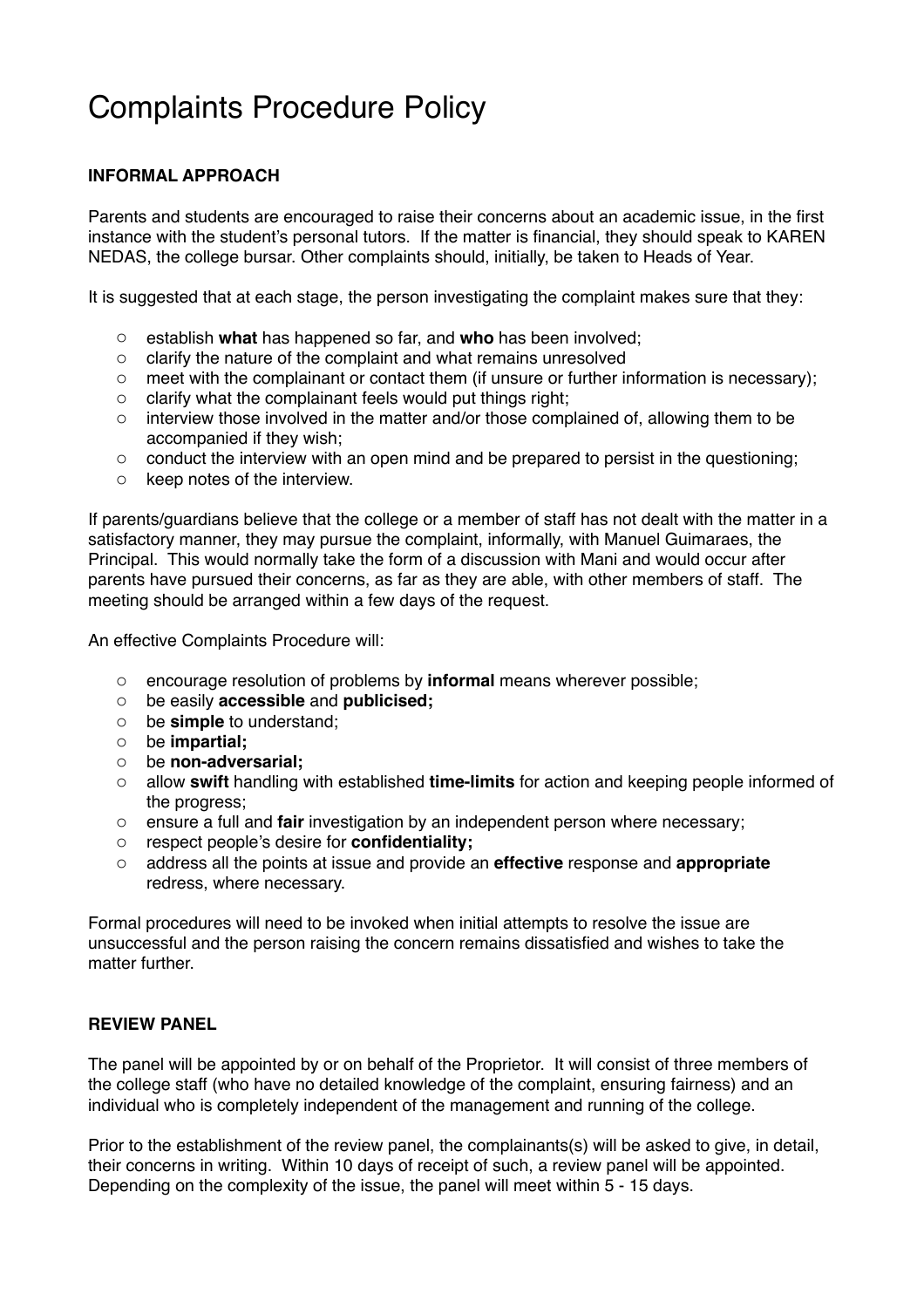# Complaints Procedure Policy

**INFORMAL APPROACH**

Parents and students are encouraged to raise their concerns about an academic issue, in the first instance with the student's personal tutors. If the matter is financial, they should speak to KAREN NEDAS, the college bursar. Other complaints should, initially, be taken to Heads of Year.

It is suggested that at each stage, the person investigating the complaint makes sure that they:

- establish **what** has happened so far, and **who** has been involved;
- clarify the nature of the complaint and what remains unresolved
- meet with the complainant or contact them (if unsure or further information is necessary);
- clarify what the complainant feels would put things right;
- interview those involved in the matter and/or those complained of, allowing them to be accompanied if they wish;
- conduct the interview with an open mind and be prepared to persist in the questioning;
- keep notes of the interview.

If parents/guardians believe that the college or a member of staff has not dealt with the matter in a satisfactory manner, they may pursue the complaint, informally, with Manuel Guimaraes, the Principal. This would normally take the form of a discussion with Mani and would occur after parents have pursued their concerns, as far as they are able, with other members of staff. The meeting should be arranged within a few days of the request.

An effective Complaints Procedure will:

- encourage resolution of problems by **informal** means wherever possible;
- be easily **accessible** and **publicised;**
- be **simple** to understand;
- be **impartial;**
- be **non-adversarial;**
- allow **swift** handling with established **time-limits** for action and keeping people informed of the progress;
- ensure a full and **fair** investigation by an independent person where necessary;
- respect people's desire for **confidentiality;**
- address all the points at issue and provide an **effective** response and **appropriate** redress, where necessary.

Formal procedures will need to be invoked when initial attempts to resolve the issue are unsuccessful and the person raising the concern remains dissatisfied and wishes to take the matter further.

**REVIEW PANEL**

The panel will be appointed by or on behalf of the Proprietor. It will consist of three members of the college staff (who have no detailed knowledge of the complaint, ensuring fairness) and an individual who is completely independent of the management and running of the college.

Prior to the establishment of the review panel, the complainants(s) will be asked to give, in detail, their concerns in writing. Within 10 days of receipt of such, a review panel will be appointed. Depending on the complexity of the issue, the panel will meet within 5 - 15 days.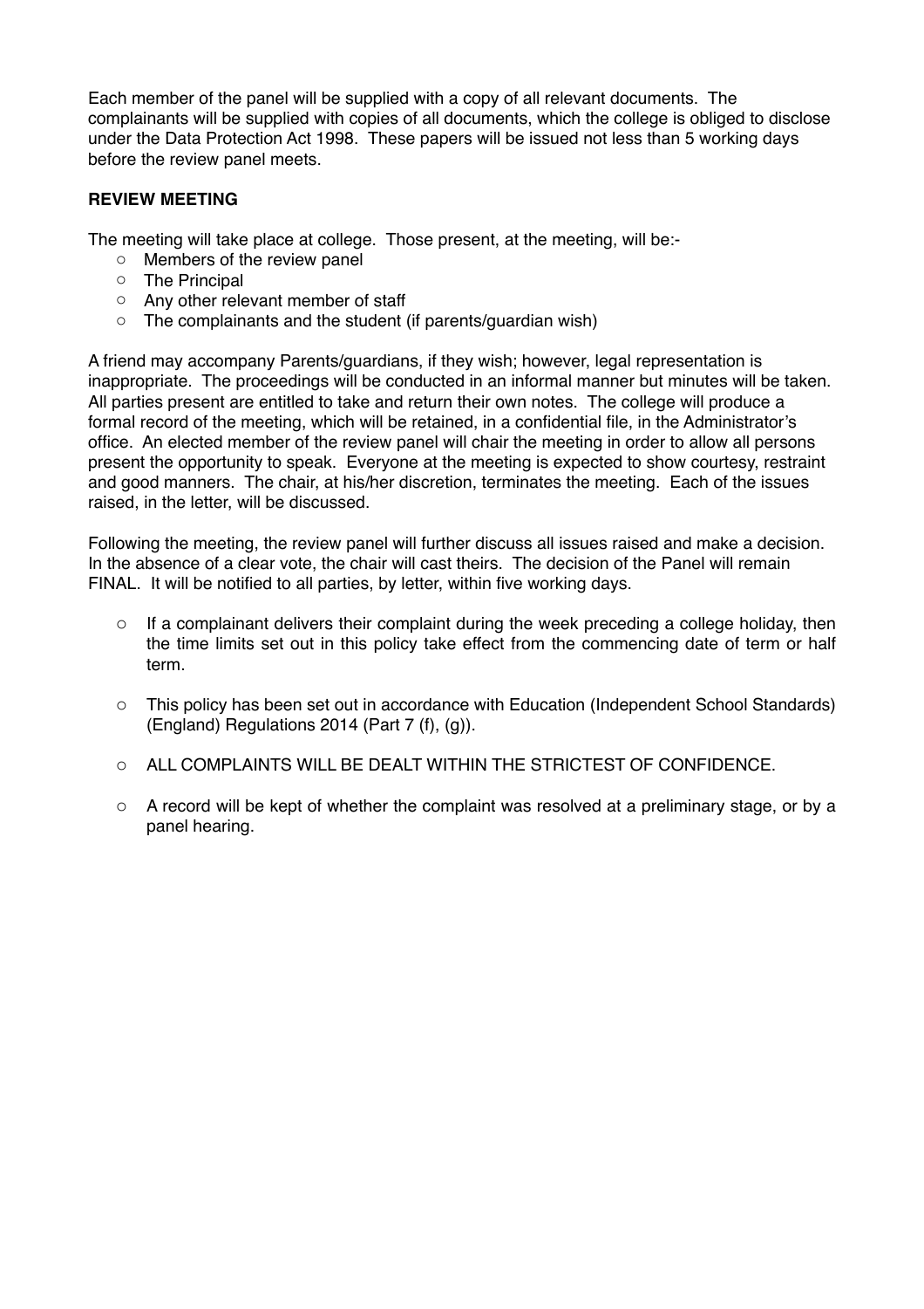Each member of the panel will be supplied with a copy of all relevant documents. The complainants will be supplied with copies of all documents, which the college is obliged to disclose under the Data Protection Act 1998. These papers will be issued not less than 5 working days before the review panel meets.

**REVIEW MEETING**

The meeting will take place at college. Those present, at the meeting, will be:-

- Members of the review panel
- The Principal
- Any other relevant member of staff
- The complainants and the student (if parents/guardian wish)

A friend may accompany Parents/guardians, if they wish; however, legal representation is inappropriate. The proceedings will be conducted in an informal manner but minutes will be taken. All parties present are entitled to take and return their own notes. The college will produce a formal record of the meeting, which will be retained, in a confidential file, in the Administrator's office. An elected member of the review panel will chair the meeting in order to allow all persons present the opportunity to speak. Everyone at the meeting is expected to show courtesy, restraint and good manners. The chair, at his/her discretion, terminates the meeting. Each of the issues raised, in the letter, will be discussed.

Following the meeting, the review panel will further discuss all issues raised and make a decision. In the absence of a clear vote, the chair will cast theirs. The decision of the Panel will remain FINAL. It will be notified to all parties, by letter, within five working days.

- If a complainant delivers their complaint during the week preceding a college holiday, then the time limits set out in this policy take effect from the commencing date of term or half term.

- This policy has been set out in accordance with Education (Independent School Standards) (England) Regulations 2014 (Part 7 (f), (g)).

- ALL COMPLAINTS WILL BE DEALT WITHIN THE STRICTEST OF CONFIDENCE.

- A record will be kept of whether the complaint was resolved at a preliminary stage, or by a panel hearing.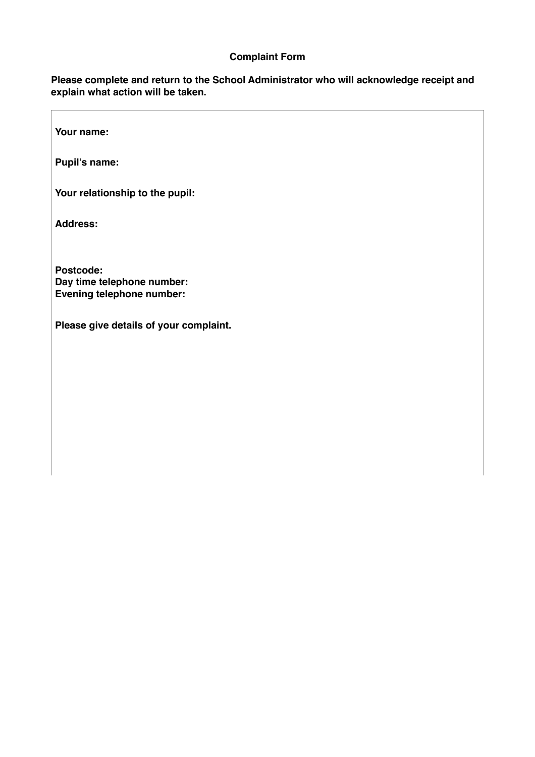# Complaint Form

**Please complete and return to the School Administrator who will acknowledge receipt and explain what action will be taken.**

**Your name:**

**Pupil's name:**

**Your relationship to the pupil:**

**Address:**

**Postcode:**
**Day time telephone number:**
**Evening telephone number:**

**Please give details of your complaint.**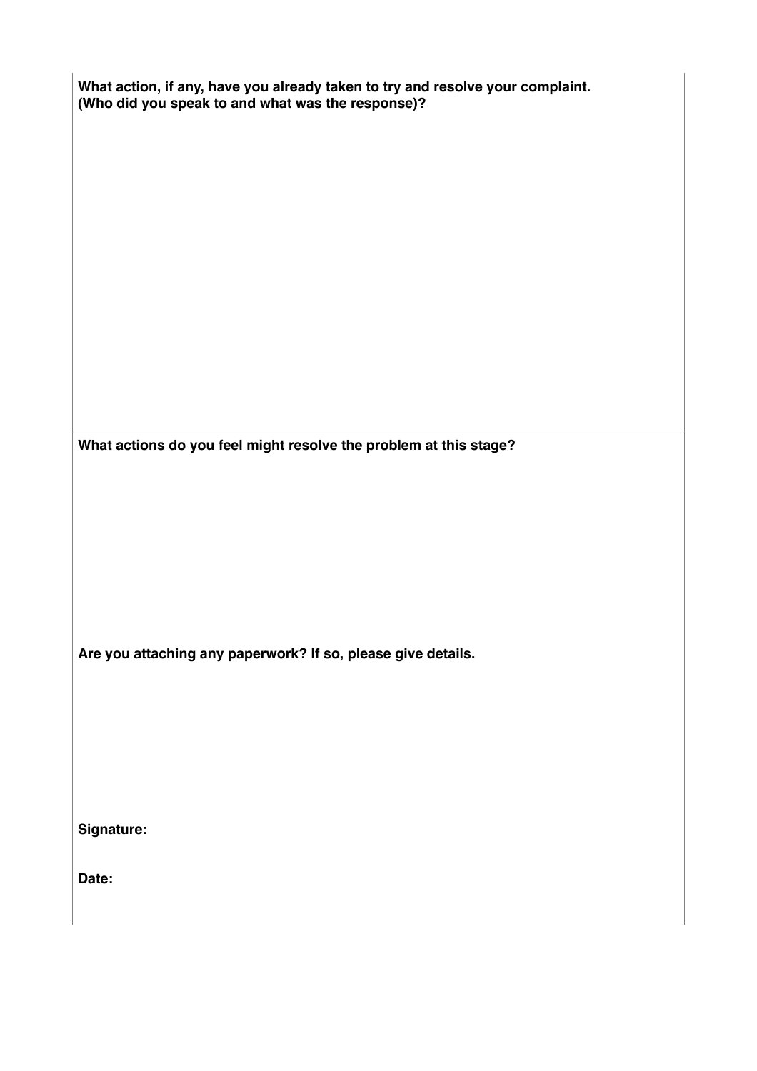**What action, if any, have you already taken to try and resolve your complaint. (Who did you speak to and what was the response)?**

**What actions do you feel might resolve the problem at this stage?**

**Are you attaching any paperwork? If so, please give details.**

**Signature:**

**Date:**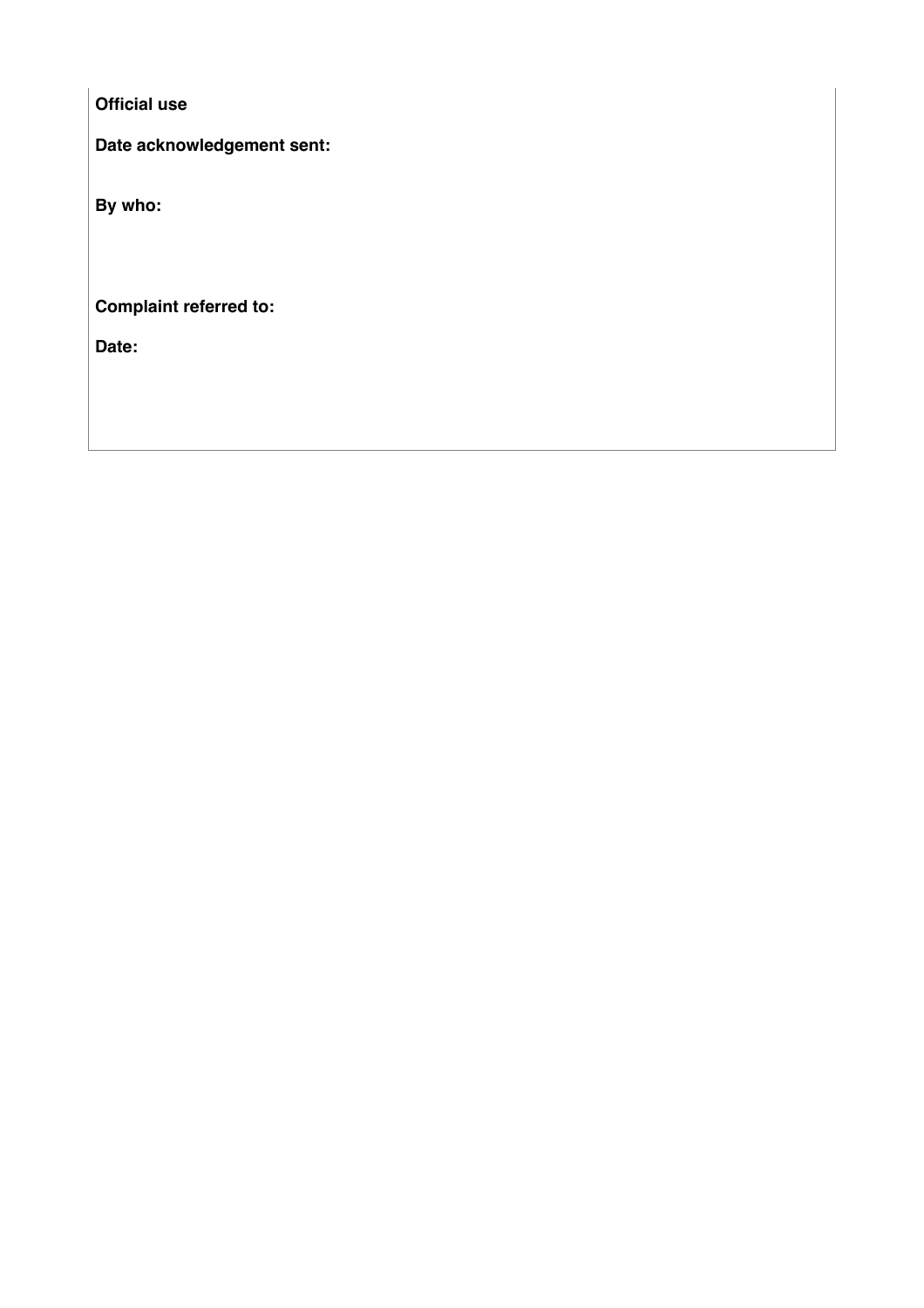**Official use**

**Date acknowledgement sent:**

**By who:**

**Complaint referred to:**

**Date:**